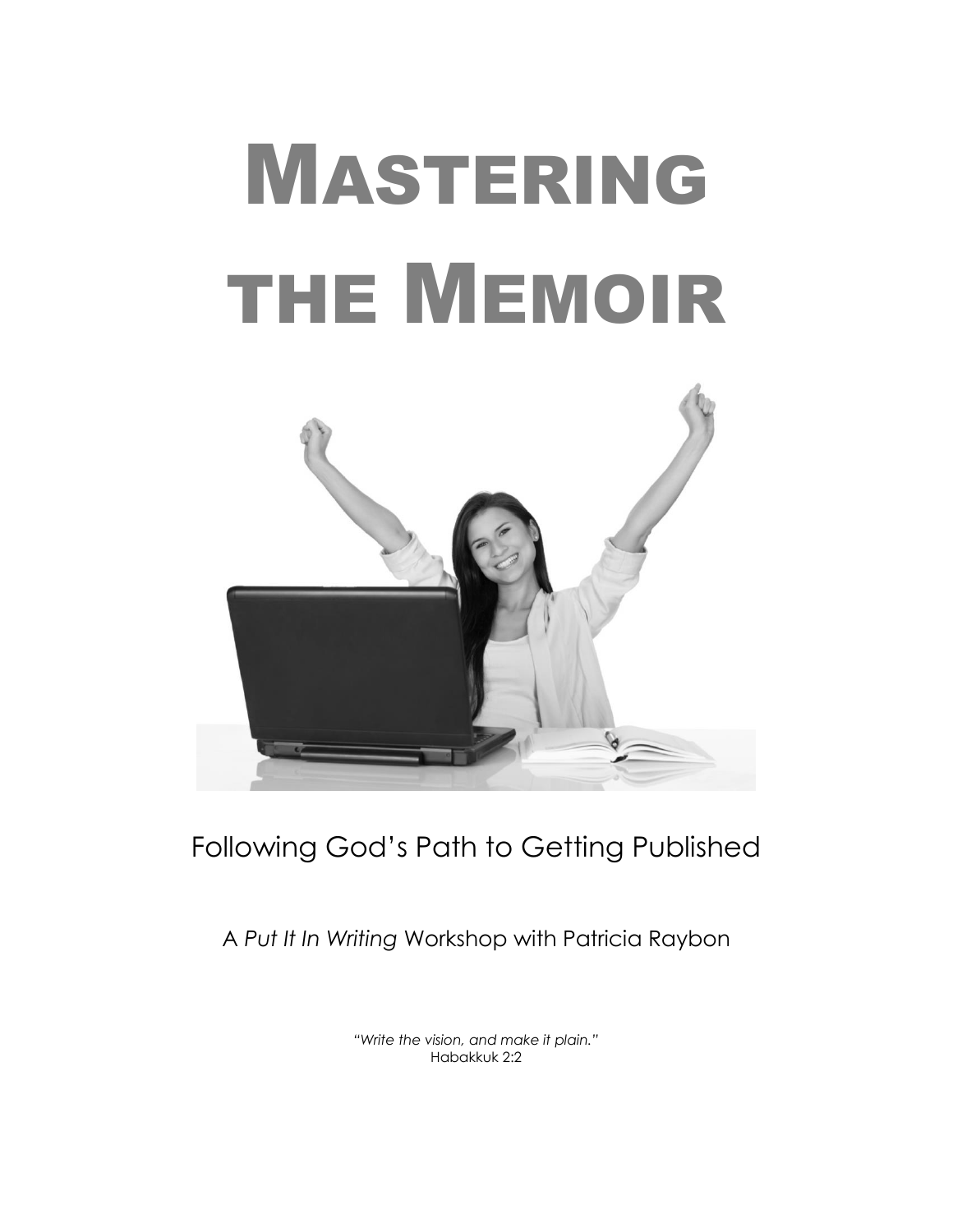# Mastering the Memoir

Following God's Path to Getting Published

A *Put It In Writing* Workshop with Patricia Raybon

*"Write the vision, and make it plain."*
Habakkuk 2:2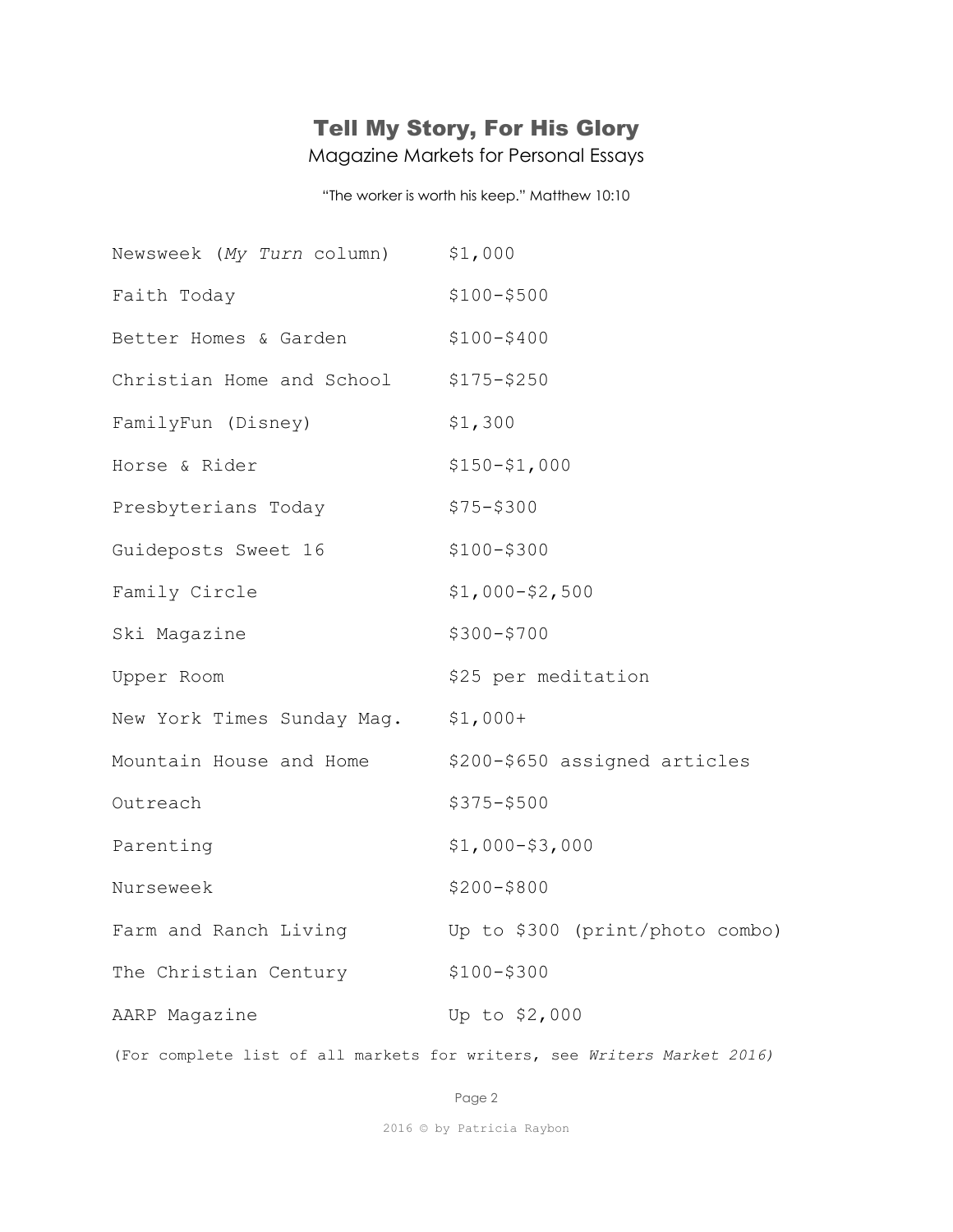# Tell My Story, For His Glory

## Magazine Markets for Personal Essays

"The worker is worth his keep." Matthew 10:10

| | |
|---|---|
| Newsweek (*My Turn* column) | $1,000 |
| Faith Today | $100-$500 |
| Better Homes & Garden | $100-$400 |
| Christian Home and School | $175-$250 |
| FamilyFun (Disney) | $1,300 |
| Horse & Rider | $150-$1,000 |
| Presbyterians Today | $75-$300 |
| Guideposts Sweet 16 | $100-$300 |
| Family Circle | $1,000-$2,500 |
| Ski Magazine | $300-$700 |
| Upper Room | $25 per meditation |
| New York Times Sunday Mag. | $1,000+ |
| Mountain House and Home | $200-$650 assigned articles |
| Outreach | $375-$500 |
| Parenting | $1,000-$3,000 |
| Nurseweek | $200-$800 |
| Farm and Ranch Living | Up to $300 (print/photo combo) |
| The Christian Century | $100-$300 |
| AARP Magazine | Up to $2,000 |

(For complete list of all markets for writers, see *Writers Market 2016)*

2016 © by Patricia Raybon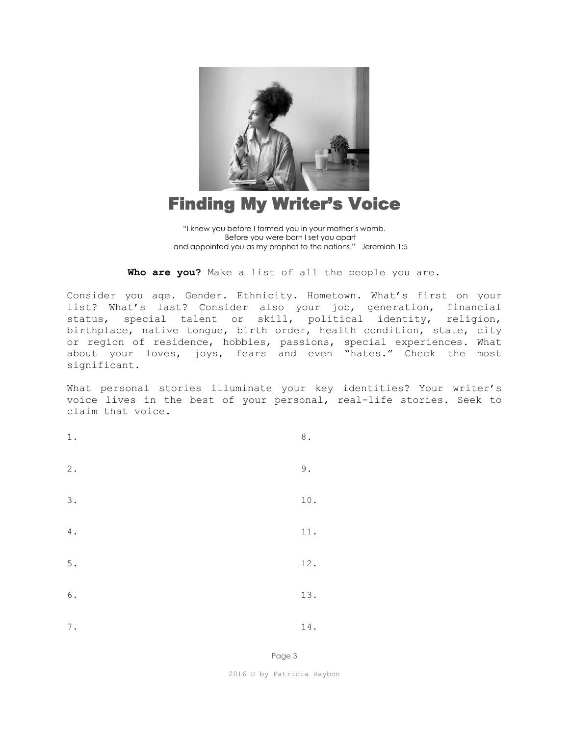# Finding My Writer's Voice

"I knew you before I formed you in your mother's womb.
Before you were born I set you apart
and appointed you as my prophet to the nations." Jeremiah 1:5

**Who are you?** Make a list of all the people you are.

Consider you age. Gender. Ethnicity. Hometown. What's first on your list? What's last? Consider also your job, generation, financial status, special talent or skill, political identity, religion, birthplace, native tongue, birth order, health condition, state, city or region of residence, hobbies, passions, special experiences. What about your loves, joys, fears and even "hates." Check the most significant.

What personal stories illuminate your key identities? Your writer's voice lives in the best of your personal, real-life stories. Seek to claim that voice.

1.

2.

3.

4.

5.

6.

7.

8.

9.

10.

11.

12.

13.

14.

2016 © by Patricia Raybon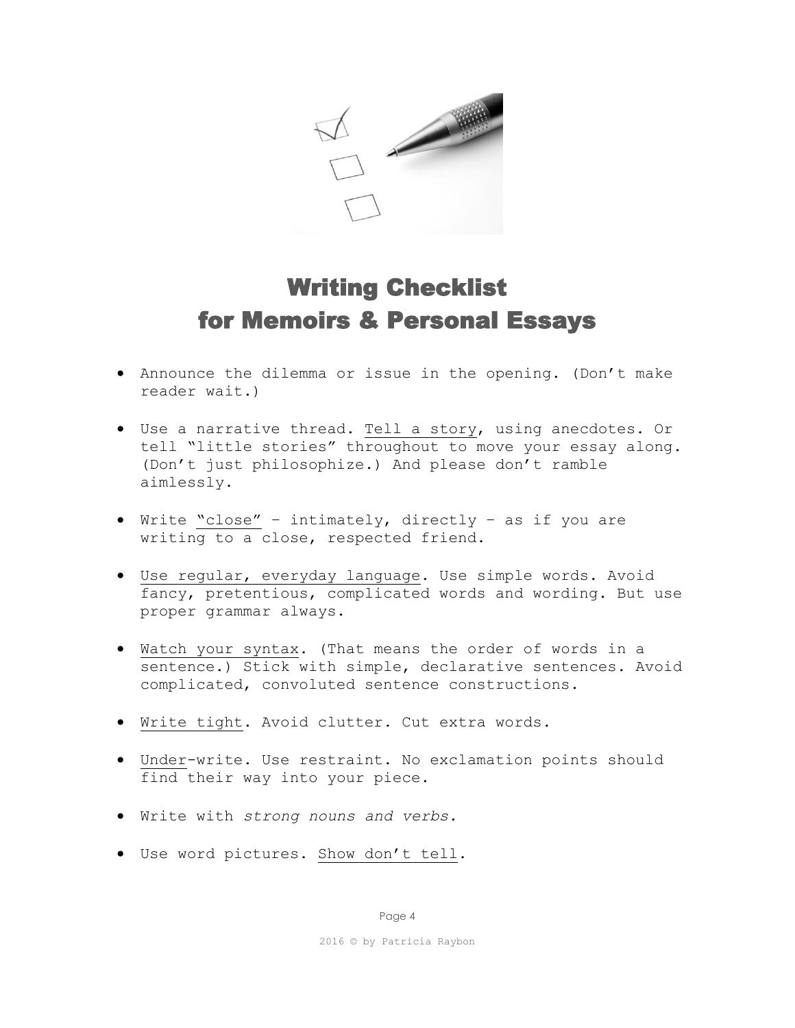# Writing Checklist for Memoirs & Personal Essays

- Announce the dilemma or issue in the opening. (Don't make reader wait.)
- Use a narrative thread. Tell a story, using anecdotes. Or tell "little stories" throughout to move your essay along. (Don't just philosophize.) And please don't ramble aimlessly.
- Write "close" – intimately, directly – as if you are writing to a close, respected friend.
- Use regular, everyday language. Use simple words. Avoid fancy, pretentious, complicated words and wording. But use proper grammar always.
- Watch your syntax. (That means the order of words in a sentence.) Stick with simple, declarative sentences. Avoid complicated, convoluted sentence constructions.
- Write tight. Avoid clutter. Cut extra words.
- Under-write. Use restraint. No exclamation points should find their way into your piece.
- Write with *strong nouns and verbs*.
- Use word pictures. Show don't tell.

2016 © by Patricia Raybon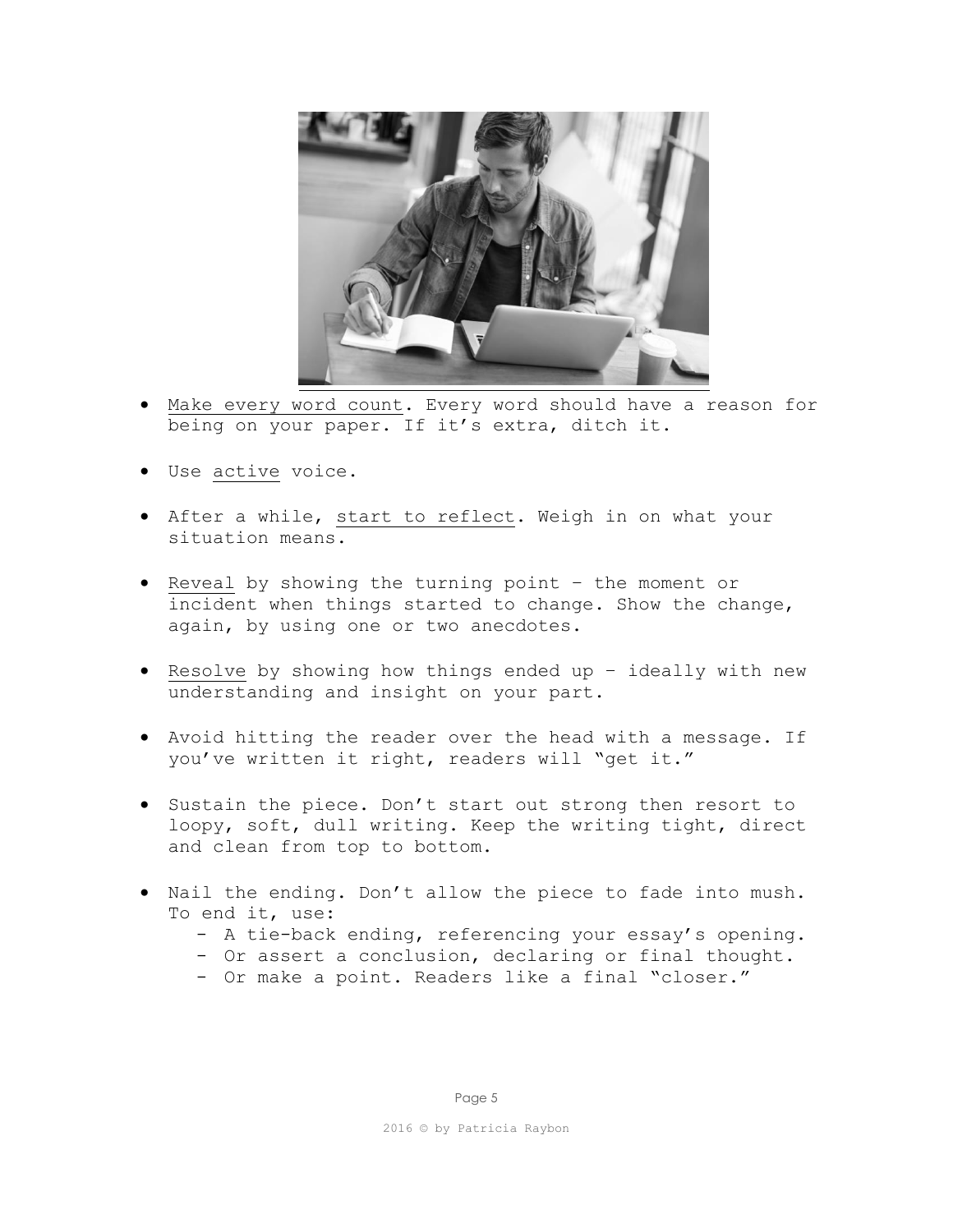- Make every word count. Every word should have a reason for being on your paper. If it's extra, ditch it.

- Use active voice.

- After a while, start to reflect. Weigh in on what your situation means.

- Reveal by showing the turning point – the moment or incident when things started to change. Show the change, again, by using one or two anecdotes.

- Resolve by showing how things ended up – ideally with new understanding and insight on your part.

- Avoid hitting the reader over the head with a message. If you've written it right, readers will "get it."

- Sustain the piece. Don't start out strong then resort to loopy, soft, dull writing. Keep the writing tight, direct and clean from top to bottom.

- Nail the ending. Don't allow the piece to fade into mush. To end it, use:
  - A tie-back ending, referencing your essay's opening.
  - Or assert a conclusion, declaring or final thought.
  - Or make a point. Readers like a final "closer."

2016 © by Patricia Raybon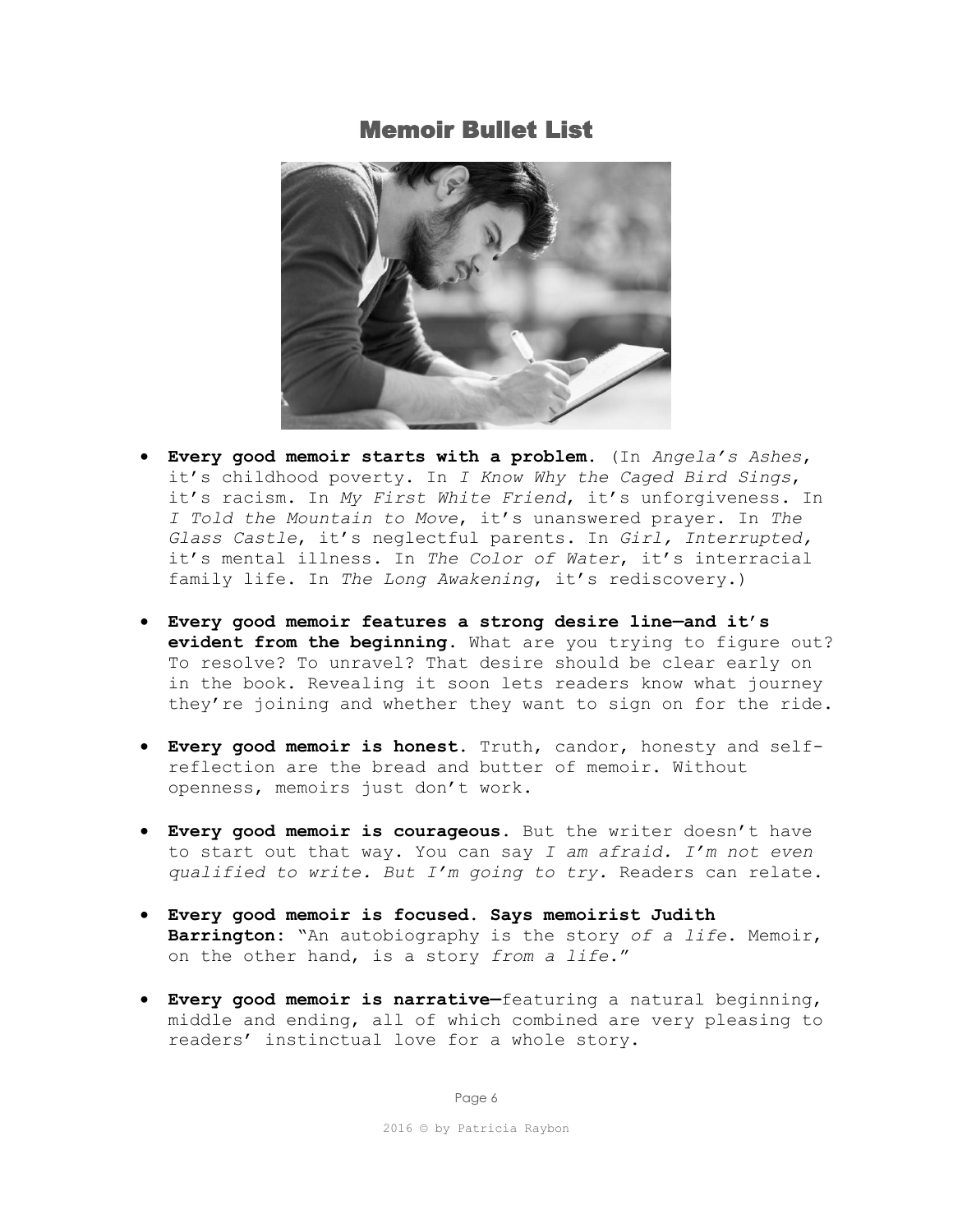# Memoir Bullet List

- **Every good memoir starts with a problem.** (In *Angela's Ashes*, it's childhood poverty. In *I Know Why the Caged Bird Sings*, it's racism. In *My First White Friend*, it's unforgiveness. In *I Told the Mountain to Move*, it's unanswered prayer. In *The Glass Castle*, it's neglectful parents. In *Girl, Interrupted,* it's mental illness. In *The Color of Water*, it's interracial family life. In *The Long Awakening*, it's rediscovery.)

- **Every good memoir features a strong desire line—and it's evident from the beginning.** What are you trying to figure out? To resolve? To unravel? That desire should be clear early on in the book. Revealing it soon lets readers know what journey they're joining and whether they want to sign on for the ride.

- **Every good memoir is honest.** Truth, candor, honesty and self-reflection are the bread and butter of memoir. Without openness, memoirs just don't work.

- **Every good memoir is courageous.** But the writer doesn't have to start out that way. You can say *I am afraid. I'm not even qualified to write. But I'm going to try.* Readers can relate.

- **Every good memoir is focused. Says memoirist Judith Barrington:** "An autobiography is the story *of a life*. Memoir, on the other hand, is a story *from a life*."

- **Every good memoir is narrative—**featuring a natural beginning, middle and ending, all of which combined are very pleasing to readers' instinctual love for a whole story.

2016 © by Patricia Raybon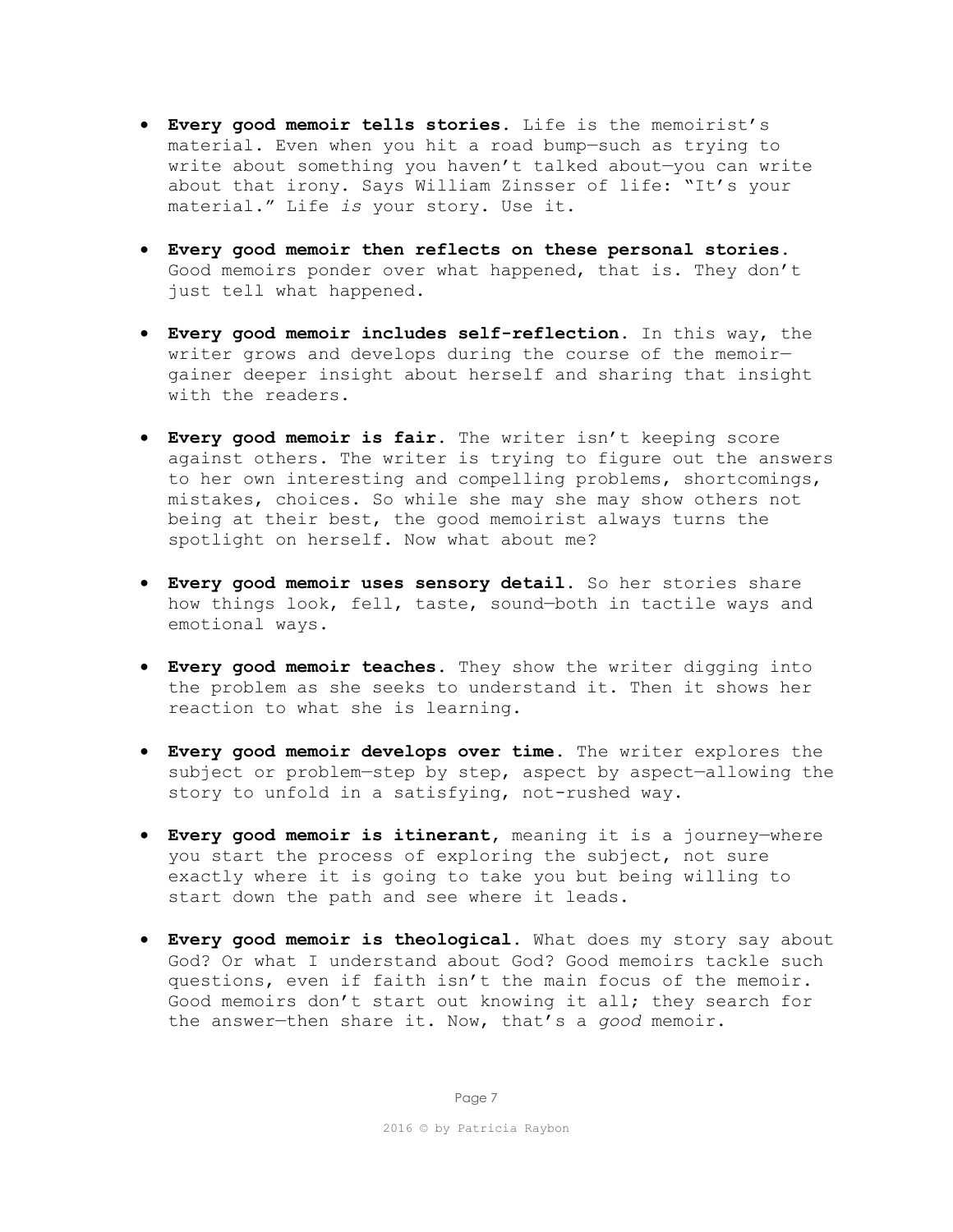- **Every good memoir tells stories.** Life is the memoirist's material. Even when you hit a road bump—such as trying to write about something you haven't talked about—you can write about that irony. Says William Zinsser of life: "It's your material." Life *is* your story. Use it.

- **Every good memoir then reflects on these personal stories.** Good memoirs ponder over what happened, that is. They don't just tell what happened.

- **Every good memoir includes self-reflection.** In this way, the writer grows and develops during the course of the memoir—gainer deeper insight about herself and sharing that insight with the readers.

- **Every good memoir is fair.** The writer isn't keeping score against others. The writer is trying to figure out the answers to her own interesting and compelling problems, shortcomings, mistakes, choices. So while she may she may show others not being at their best, the good memoirist always turns the spotlight on herself. Now what about me?

- **Every good memoir uses sensory detail.** So her stories share how things look, fell, taste, sound—both in tactile ways and emotional ways.

- **Every good memoir teaches.** They show the writer digging into the problem as she seeks to understand it. Then it shows her reaction to what she is learning.

- **Every good memoir develops over time.** The writer explores the subject or problem—step by step, aspect by aspect—allowing the story to unfold in a satisfying, not-rushed way.

- **Every good memoir is itinerant,** meaning it is a journey—where you start the process of exploring the subject, not sure exactly where it is going to take you but being willing to start down the path and see where it leads.

- **Every good memoir is theological.** What does my story say about God? Or what I understand about God? Good memoirs tackle such questions, even if faith isn't the main focus of the memoir. Good memoirs don't start out knowing it all; they search for the answer—then share it. Now, that's a *good* memoir.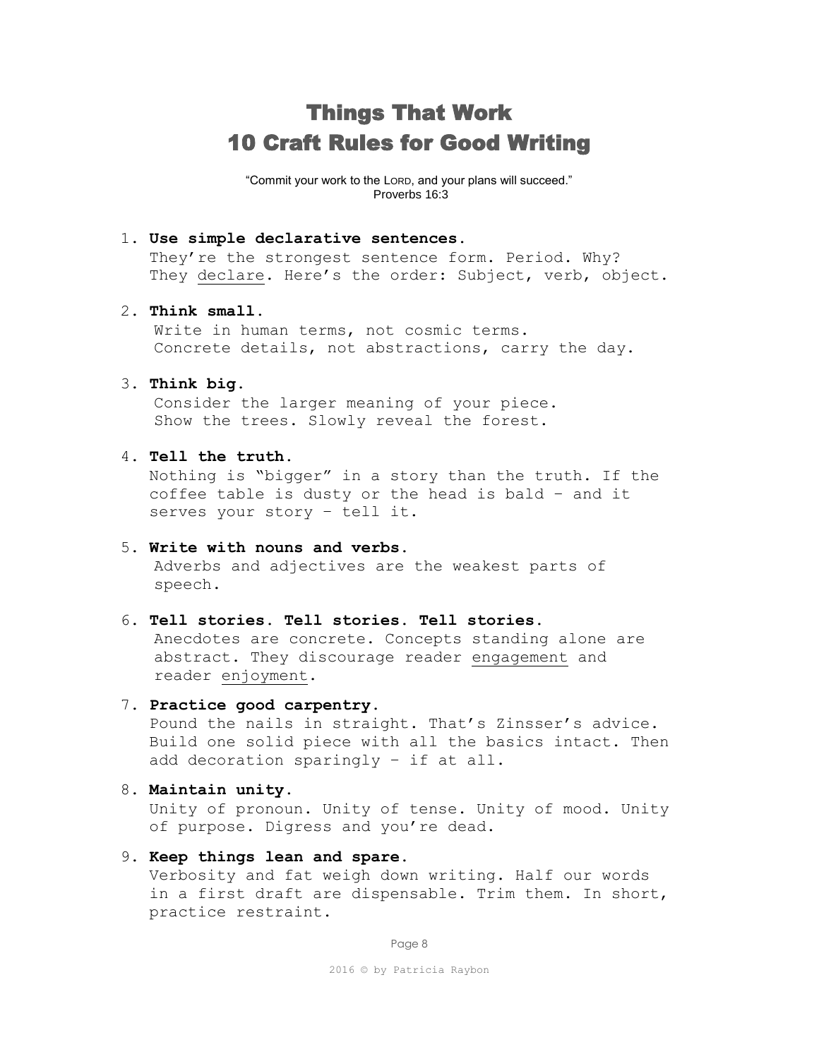# Things That Work
# 10 Craft Rules for Good Writing

"Commit your work to the LORD, and your plans will succeed."
Proverbs 16:3

1. **Use simple declarative sentences.**
   They're the strongest sentence form. Period. Why? They <u>declare</u>. Here's the order: Subject, verb, object.

2. **Think small.**
   Write in human terms, not cosmic terms. Concrete details, not abstractions, carry the day.

3. **Think big.**
   Consider the larger meaning of your piece. Show the trees. Slowly reveal the forest.

4. **Tell the truth.**
   Nothing is "bigger" in a story than the truth. If the coffee table is dusty or the head is bald – and it serves your story – tell it.

5. **Write with nouns and verbs.**
   Adverbs and adjectives are the weakest parts of speech.

6. **Tell stories. Tell stories. Tell stories.**
   Anecdotes are concrete. Concepts standing alone are abstract. They discourage reader <u>engagement</u> and reader <u>enjoyment</u>.

7. **Practice good carpentry.**
   Pound the nails in straight. That's Zinsser's advice. Build one solid piece with all the basics intact. Then add decoration sparingly – if at all.

8. **Maintain unity.**
   Unity of pronoun. Unity of tense. Unity of mood. Unity of purpose. Digress and you're dead.

9. **Keep things lean and spare.**
   Verbosity and fat weigh down writing. Half our words in a first draft are dispensable. Trim them. In short, practice restraint.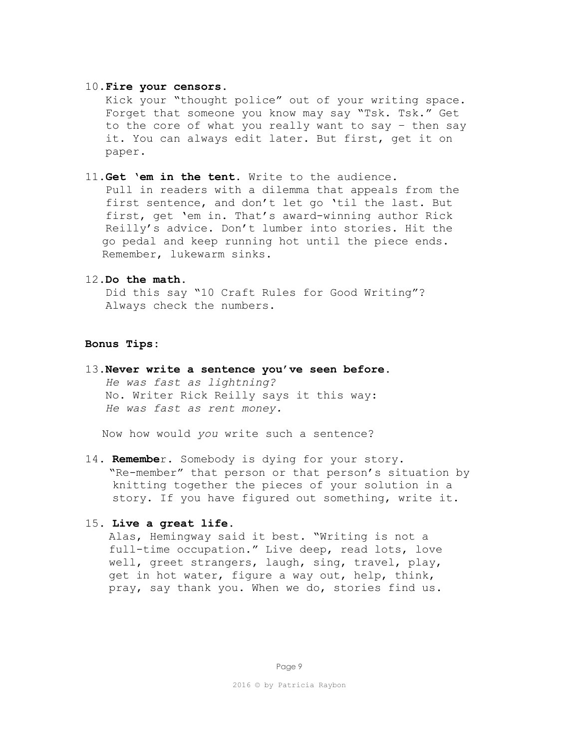10. **Fire your censors.**
    Kick your "thought police" out of your writing space. Forget that someone you know may say "Tsk. Tsk." Get to the core of what you really want to say – then say it. You can always edit later. But first, get it on paper.

11. **Get 'em in the tent.** Write to the audience.
    Pull in readers with a dilemma that appeals from the first sentence, and don't let go 'til the last. But first, get 'em in. That's award-winning author Rick Reilly's advice. Don't lumber into stories. Hit the go pedal and keep running hot until the piece ends. Remember, lukewarm sinks.

12. **Do the math.**
    Did this say "10 Craft Rules for Good Writing"? Always check the numbers.

**Bonus Tips:**

13. **Never write a sentence you've seen before.**
    *He was fast as lightning?*
    No. Writer Rick Reilly says it this way:
    *He was fast as rent money.*

    Now how would *you* write such a sentence?

14. **Remembe**r. Somebody is dying for your story.
    "Re-member" that person or that person's situation by knitting together the pieces of your solution in a story. If you have figured out something, write it.

15. **Live a great life.**
    Alas, Hemingway said it best. "Writing is not a full-time occupation." Live deep, read lots, love well, greet strangers, laugh, sing, travel, play, get in hot water, figure a way out, help, think, pray, say thank you. When we do, stories find us.

2016 © by Patricia Raybon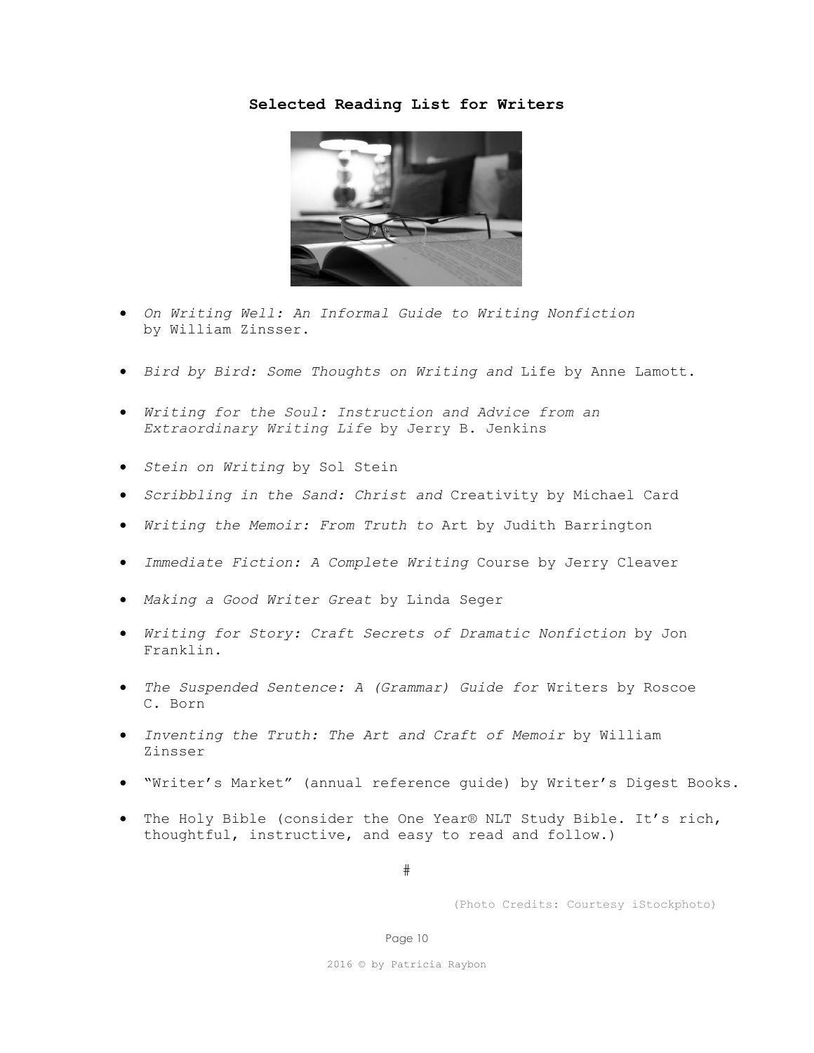**Selected Reading List for Writers**

- *On Writing Well: An Informal Guide to Writing Nonfiction* by William Zinsser.

- *Bird by Bird: Some Thoughts on Writing and* Life by Anne Lamott.

- *Writing for the Soul: Instruction and Advice from an Extraordinary Writing Life* by Jerry B. Jenkins

- *Stein on Writing* by Sol Stein

- *Scribbling in the Sand: Christ and* Creativity by Michael Card

- *Writing the Memoir: From Truth to* Art by Judith Barrington

- *Immediate Fiction: A Complete Writing* Course by Jerry Cleaver

- *Making a Good Writer Great* by Linda Seger

- *Writing for Story: Craft Secrets of Dramatic Nonfiction* by Jon Franklin.

- *The Suspended Sentence: A (Grammar) Guide for* Writers by Roscoe C. Born

- *Inventing the Truth: The Art and Craft of Memoir* by William Zinsser

- "Writer's Market" (annual reference guide) by Writer's Digest Books.

- The Holy Bible (consider the One Year® NLT Study Bible. It's rich, thoughtful, instructive, and easy to read and follow.)

#

(Photo Credits: Courtesy iStockphoto)

2016 © by Patricia Raybon